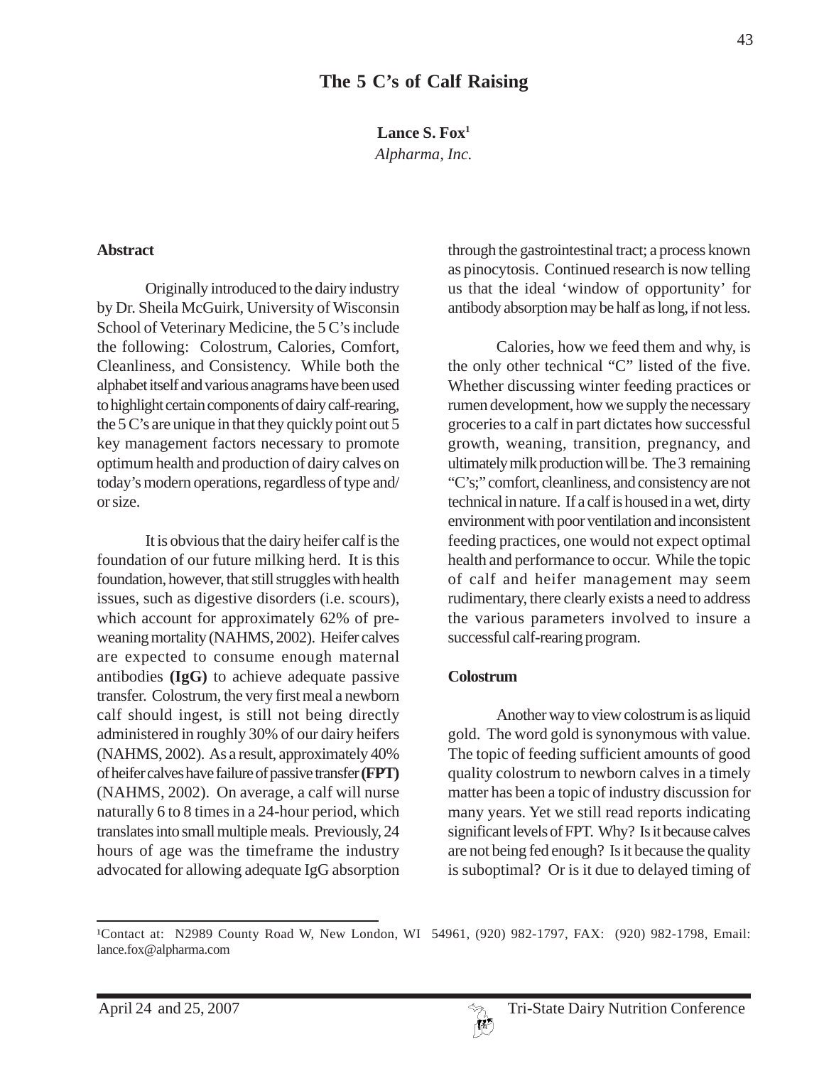# The 5 C's of Calf Raising

**Lance S. Fox**[1]

*Alpharma, Inc.*

## Abstract

Originally introduced to the dairy industry by Dr. Sheila McGuirk, University of Wisconsin School of Veterinary Medicine, the 5 C's include the following: Colostrum, Calories, Comfort, Cleanliness, and Consistency. While both the alphabet itself and various anagrams have been used to highlight certain components of dairy calf-rearing, the 5 C's are unique in that they quickly point out 5 key management factors necessary to promote optimum health and production of dairy calves on today's modern operations, regardless of type and/or size.

It is obvious that the dairy heifer calf is the foundation of our future milking herd. It is this foundation, however, that still struggles with health issues, such as digestive disorders (i.e. scours), which account for approximately 62% of pre-weaning mortality (NAHMS, 2002). Heifer calves are expected to consume enough maternal antibodies **(IgG)** to achieve adequate passive transfer. Colostrum, the very first meal a newborn calf should ingest, is still not being directly administered in roughly 30% of our dairy heifers (NAHMS, 2002). As a result, approximately 40% of heifer calves have failure of passive transfer **(FPT)** (NAHMS, 2002). On average, a calf will nurse naturally 6 to 8 times in a 24-hour period, which translates into small multiple meals. Previously, 24 hours of age was the timeframe the industry advocated for allowing adequate IgG absorption through the gastrointestinal tract; a process known as pinocytosis. Continued research is now telling us that the ideal 'window of opportunity' for antibody absorption may be half as long, if not less.

Calories, how we feed them and why, is the only other technical "C" listed of the five. Whether discussing winter feeding practices or rumen development, how we supply the necessary groceries to a calf in part dictates how successful growth, weaning, transition, pregnancy, and ultimately milk production will be. The 3 remaining "C's;" comfort, cleanliness, and consistency are not technical in nature. If a calf is housed in a wet, dirty environment with poor ventilation and inconsistent feeding practices, one would not expect optimal health and performance to occur. While the topic of calf and heifer management may seem rudimentary, there clearly exists a need to address the various parameters involved to insure a successful calf-rearing program.

## Colostrum

Another way to view colostrum is as liquid gold. The word gold is synonymous with value. The topic of feeding sufficient amounts of good quality colostrum to newborn calves in a timely matter has been a topic of industry discussion for many years. Yet we still read reports indicating significant levels of FPT. Why? Is it because calves are not being fed enough? Is it because the quality is suboptimal? Or is it due to delayed timing of

---

[1]Contact at: N2989 County Road W, New London, WI 54961, (920) 982-1797, FAX: (920) 982-1798, Email: lance.fox@alpharma.com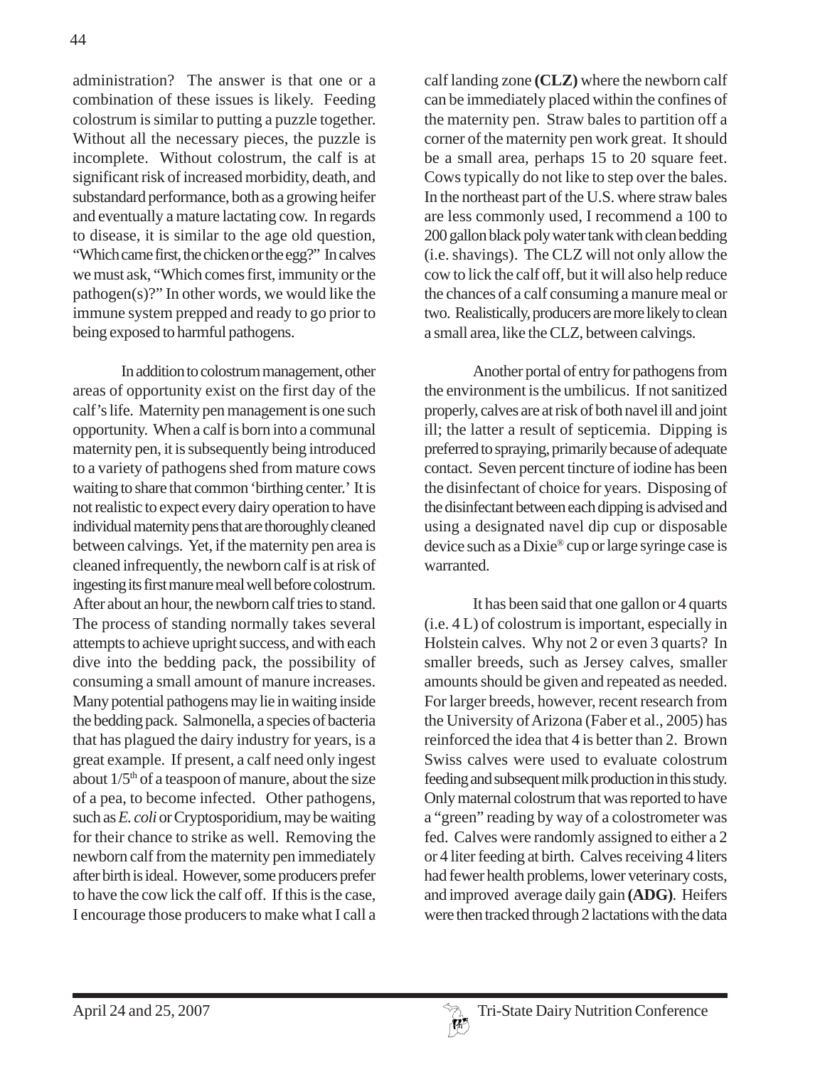administration? The answer is that one or a combination of these issues is likely. Feeding colostrum is similar to putting a puzzle together. Without all the necessary pieces, the puzzle is incomplete. Without colostrum, the calf is at significant risk of increased morbidity, death, and substandard performance, both as a growing heifer and eventually a mature lactating cow. In regards to disease, it is similar to the age old question, "Which came first, the chicken or the egg?" In calves we must ask, "Which comes first, immunity or the pathogen(s)?" In other words, we would like the immune system prepped and ready to go prior to being exposed to harmful pathogens.

In addition to colostrum management, other areas of opportunity exist on the first day of the calf's life. Maternity pen management is one such opportunity. When a calf is born into a communal maternity pen, it is subsequently being introduced to a variety of pathogens shed from mature cows waiting to share that common 'birthing center.' It is not realistic to expect every dairy operation to have individual maternity pens that are thoroughly cleaned between calvings. Yet, if the maternity pen area is cleaned infrequently, the newborn calf is at risk of ingesting its first manure meal well before colostrum. After about an hour, the newborn calf tries to stand. The process of standing normally takes several attempts to achieve upright success, and with each dive into the bedding pack, the possibility of consuming a small amount of manure increases. Many potential pathogens may lie in waiting inside the bedding pack. Salmonella, a species of bacteria that has plagued the dairy industry for years, is a great example. If present, a calf need only ingest about 1/5th of a teaspoon of manure, about the size of a pea, to become infected. Other pathogens, such as *E. coli* or Cryptosporidium, may be waiting for their chance to strike as well. Removing the newborn calf from the maternity pen immediately after birth is ideal. However, some producers prefer to have the cow lick the calf off. If this is the case, I encourage those producers to make what I call a calf landing zone **(CLZ)** where the newborn calf can be immediately placed within the confines of the maternity pen. Straw bales to partition off a corner of the maternity pen work great. It should be a small area, perhaps 15 to 20 square feet. Cows typically do not like to step over the bales. In the northeast part of the U.S. where straw bales are less commonly used, I recommend a 100 to 200 gallon black poly water tank with clean bedding (i.e. shavings). The CLZ will not only allow the cow to lick the calf off, but it will also help reduce the chances of a calf consuming a manure meal or two. Realistically, producers are more likely to clean a small area, like the CLZ, between calvings.

Another portal of entry for pathogens from the environment is the umbilicus. If not sanitized properly, calves are at risk of both navel ill and joint ill; the latter a result of septicemia. Dipping is preferred to spraying, primarily because of adequate contact. Seven percent tincture of iodine has been the disinfectant of choice for years. Disposing of the disinfectant between each dipping is advised and using a designated navel dip cup or disposable device such as a Dixie® cup or large syringe case is warranted.

It has been said that one gallon or 4 quarts (i.e. 4 L) of colostrum is important, especially in Holstein calves. Why not 2 or even 3 quarts? In smaller breeds, such as Jersey calves, smaller amounts should be given and repeated as needed. For larger breeds, however, recent research from the University of Arizona (Faber et al., 2005) has reinforced the idea that 4 is better than 2. Brown Swiss calves were used to evaluate colostrum feeding and subsequent milk production in this study. Only maternal colostrum that was reported to have a "green" reading by way of a colostrometer was fed. Calves were randomly assigned to either a 2 or 4 liter feeding at birth. Calves receiving 4 liters had fewer health problems, lower veterinary costs, and improved average daily gain **(ADG)**. Heifers were then tracked through 2 lactations with the data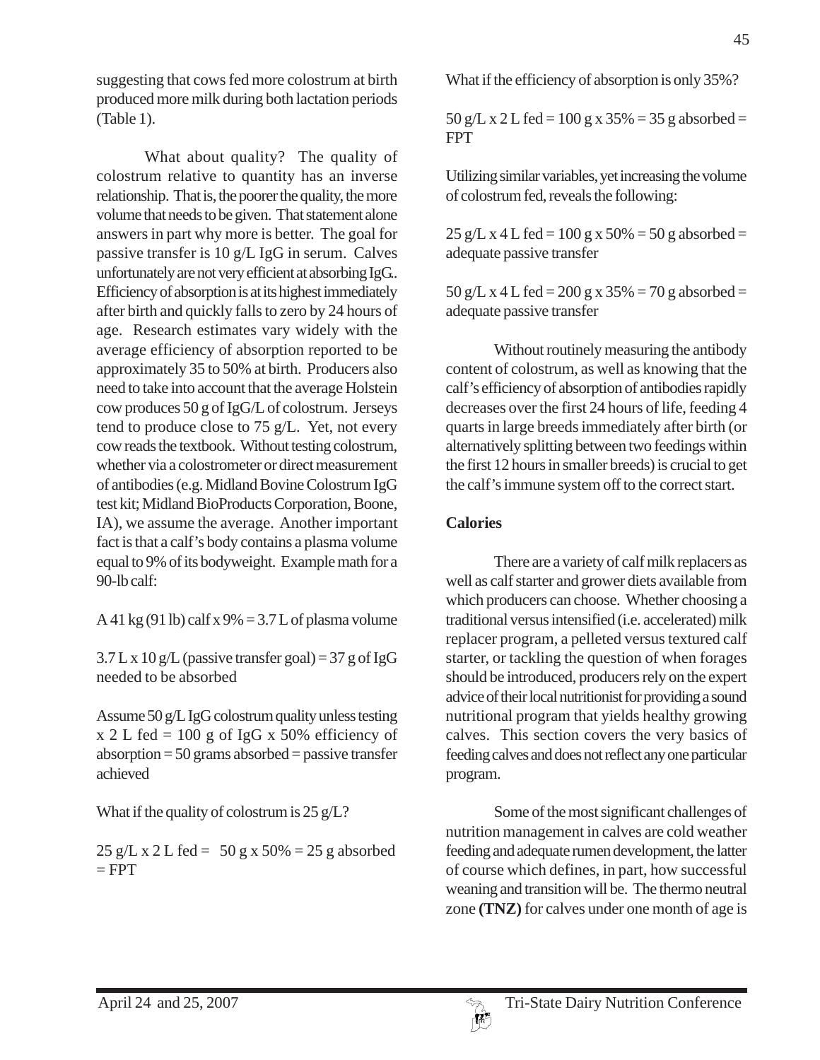suggesting that cows fed more colostrum at birth produced more milk during both lactation periods (Table 1).

What about quality? The quality of colostrum relative to quantity has an inverse relationship. That is, the poorer the quality, the more volume that needs to be given. That statement alone answers in part why more is better. The goal for passive transfer is 10 g/L IgG in serum. Calves unfortunately are not very efficient at absorbing IgG.. Efficiency of absorption is at its highest immediately after birth and quickly falls to zero by 24 hours of age. Research estimates vary widely with the average efficiency of absorption reported to be approximately 35 to 50% at birth. Producers also need to take into account that the average Holstein cow produces 50 g of IgG/L of colostrum. Jerseys tend to produce close to 75 g/L. Yet, not every cow reads the textbook. Without testing colostrum, whether via a colostrometer or direct measurement of antibodies (e.g. Midland Bovine Colostrum IgG test kit; Midland BioProducts Corporation, Boone, IA), we assume the average. Another important fact is that a calf's body contains a plasma volume equal to 9% of its bodyweight. Example math for a 90-lb calf:

A 41 kg (91 lb) calf x 9% = 3.7 L of plasma volume

3.7 L x 10 g/L (passive transfer goal) = 37 g of IgG needed to be absorbed

Assume 50 g/L IgG colostrum quality unless testing x 2 L fed = 100 g of IgG x 50% efficiency of absorption = 50 grams absorbed = passive transfer achieved

What if the quality of colostrum is 25 g/L?

25 g/L x 2 L fed = 50 g x 50% = 25 g absorbed = FPT

What if the efficiency of absorption is only 35%?

50 g/L x 2 L fed = 100 g x 35% = 35 g absorbed = FPT

Utilizing similar variables, yet increasing the volume of colostrum fed, reveals the following:

25 g/L x 4 L fed = 100 g x 50% = 50 g absorbed = adequate passive transfer

50 g/L x 4 L fed = 200 g x 35% = 70 g absorbed = adequate passive transfer

Without routinely measuring the antibody content of colostrum, as well as knowing that the calf's efficiency of absorption of antibodies rapidly decreases over the first 24 hours of life, feeding 4 quarts in large breeds immediately after birth (or alternatively splitting between two feedings within the first 12 hours in smaller breeds) is crucial to get the calf's immune system off to the correct start.

**Calories**

There are a variety of calf milk replacers as well as calf starter and grower diets available from which producers can choose. Whether choosing a traditional versus intensified (i.e. accelerated) milk replacer program, a pelleted versus textured calf starter, or tackling the question of when forages should be introduced, producers rely on the expert advice of their local nutritionist for providing a sound nutritional program that yields healthy growing calves. This section covers the very basics of feeding calves and does not reflect any one particular program.

Some of the most significant challenges of nutrition management in calves are cold weather feeding and adequate rumen development, the latter of course which defines, in part, how successful weaning and transition will be. The thermo neutral zone **(TNZ)** for calves under one month of age is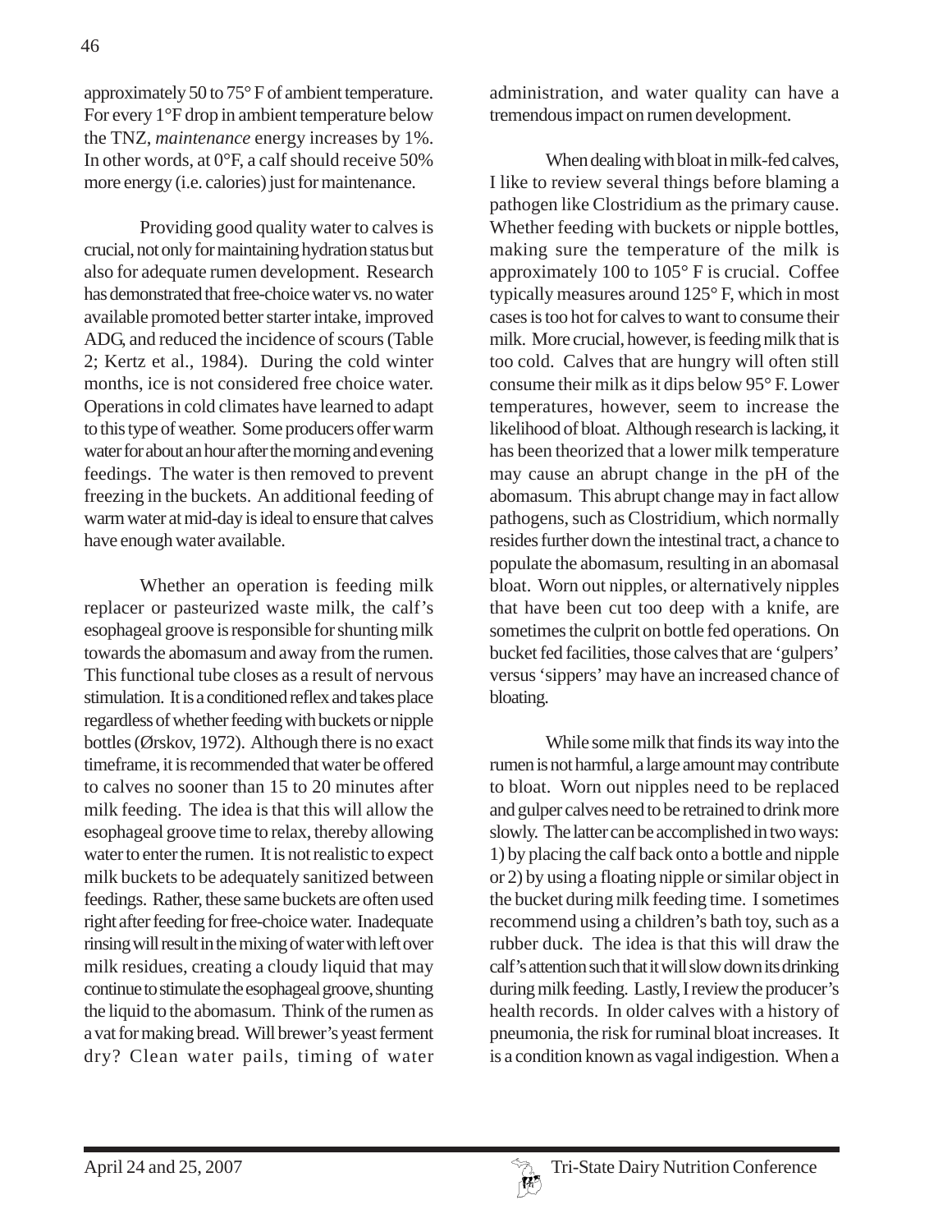approximately 50 to 75° F of ambient temperature. For every 1°F drop in ambient temperature below the TNZ, *maintenance* energy increases by 1%. In other words, at 0°F, a calf should receive 50% more energy (i.e. calories) just for maintenance.

Providing good quality water to calves is crucial, not only for maintaining hydration status but also for adequate rumen development. Research has demonstrated that free-choice water vs. no water available promoted better starter intake, improved ADG, and reduced the incidence of scours (Table 2; Kertz et al., 1984). During the cold winter months, ice is not considered free choice water. Operations in cold climates have learned to adapt to this type of weather. Some producers offer warm water for about an hour after the morning and evening feedings. The water is then removed to prevent freezing in the buckets. An additional feeding of warm water at mid-day is ideal to ensure that calves have enough water available.

Whether an operation is feeding milk replacer or pasteurized waste milk, the calf's esophageal groove is responsible for shunting milk towards the abomasum and away from the rumen. This functional tube closes as a result of nervous stimulation. It is a conditioned reflex and takes place regardless of whether feeding with buckets or nipple bottles (Ørskov, 1972). Although there is no exact timeframe, it is recommended that water be offered to calves no sooner than 15 to 20 minutes after milk feeding. The idea is that this will allow the esophageal groove time to relax, thereby allowing water to enter the rumen. It is not realistic to expect milk buckets to be adequately sanitized between feedings. Rather, these same buckets are often used right after feeding for free-choice water. Inadequate rinsing will result in the mixing of water with left over milk residues, creating a cloudy liquid that may continue to stimulate the esophageal groove, shunting the liquid to the abomasum. Think of the rumen as a vat for making bread. Will brewer's yeast ferment dry? Clean water pails, timing of water administration, and water quality can have a tremendous impact on rumen development.

When dealing with bloat in milk-fed calves, I like to review several things before blaming a pathogen like Clostridium as the primary cause. Whether feeding with buckets or nipple bottles, making sure the temperature of the milk is approximately 100 to 105° F is crucial. Coffee typically measures around 125° F, which in most cases is too hot for calves to want to consume their milk. More crucial, however, is feeding milk that is too cold. Calves that are hungry will often still consume their milk as it dips below 95° F. Lower temperatures, however, seem to increase the likelihood of bloat. Although research is lacking, it has been theorized that a lower milk temperature may cause an abrupt change in the pH of the abomasum. This abrupt change may in fact allow pathogens, such as Clostridium, which normally resides further down the intestinal tract, a chance to populate the abomasum, resulting in an abomasal bloat. Worn out nipples, or alternatively nipples that have been cut too deep with a knife, are sometimes the culprit on bottle fed operations. On bucket fed facilities, those calves that are 'gulpers' versus 'sippers' may have an increased chance of bloating.

While some milk that finds its way into the rumen is not harmful, a large amount may contribute to bloat. Worn out nipples need to be replaced and gulper calves need to be retrained to drink more slowly. The latter can be accomplished in two ways: 1) by placing the calf back onto a bottle and nipple or 2) by using a floating nipple or similar object in the bucket during milk feeding time. I sometimes recommend using a children's bath toy, such as a rubber duck. The idea is that this will draw the calf's attention such that it will slow down its drinking during milk feeding. Lastly, I review the producer's health records. In older calves with a history of pneumonia, the risk for ruminal bloat increases. It is a condition known as vagal indigestion. When a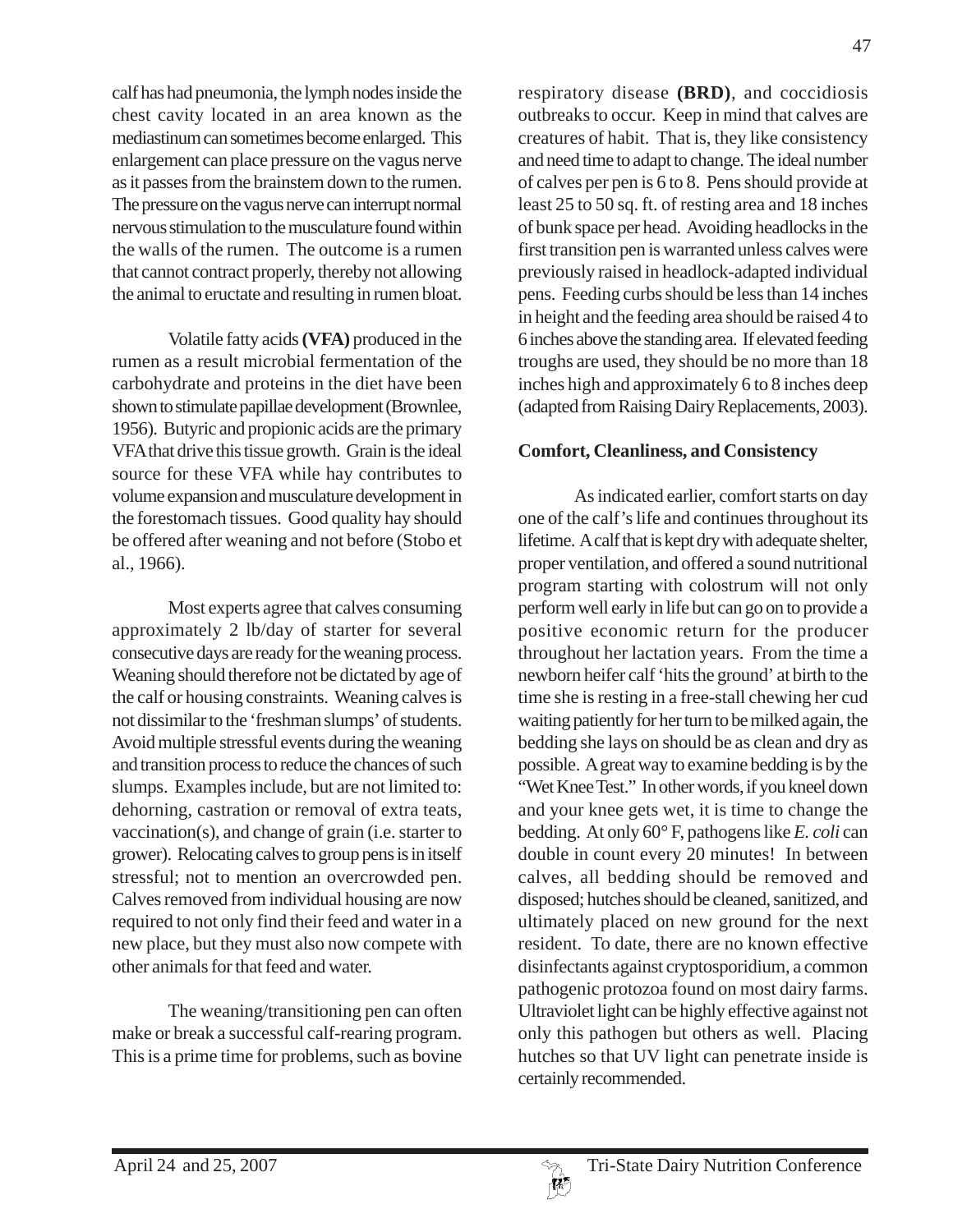calf has had pneumonia, the lymph nodes inside the chest cavity located in an area known as the mediastinum can sometimes become enlarged. This enlargement can place pressure on the vagus nerve as it passes from the brainstem down to the rumen. The pressure on the vagus nerve can interrupt normal nervous stimulation to the musculature found within the walls of the rumen. The outcome is a rumen that cannot contract properly, thereby not allowing the animal to eructate and resulting in rumen bloat.

Volatile fatty acids **(VFA)** produced in the rumen as a result microbial fermentation of the carbohydrate and proteins in the diet have been shown to stimulate papillae development (Brownlee, 1956). Butyric and propionic acids are the primary VFA that drive this tissue growth. Grain is the ideal source for these VFA while hay contributes to volume expansion and musculature development in the forestomach tissues. Good quality hay should be offered after weaning and not before (Stobo et al., 1966).

Most experts agree that calves consuming approximately 2 lb/day of starter for several consecutive days are ready for the weaning process. Weaning should therefore not be dictated by age of the calf or housing constraints. Weaning calves is not dissimilar to the 'freshman slumps' of students. Avoid multiple stressful events during the weaning and transition process to reduce the chances of such slumps. Examples include, but are not limited to: dehorning, castration or removal of extra teats, vaccination(s), and change of grain (i.e. starter to grower). Relocating calves to group pens is in itself stressful; not to mention an overcrowded pen. Calves removed from individual housing are now required to not only find their feed and water in a new place, but they must also now compete with other animals for that feed and water.

The weaning/transitioning pen can often make or break a successful calf-rearing program. This is a prime time for problems, such as bovine respiratory disease **(BRD)**, and coccidiosis outbreaks to occur. Keep in mind that calves are creatures of habit. That is, they like consistency and need time to adapt to change. The ideal number of calves per pen is 6 to 8. Pens should provide at least 25 to 50 sq. ft. of resting area and 18 inches of bunk space per head. Avoiding headlocks in the first transition pen is warranted unless calves were previously raised in headlock-adapted individual pens. Feeding curbs should be less than 14 inches in height and the feeding area should be raised 4 to 6 inches above the standing area. If elevated feeding troughs are used, they should be no more than 18 inches high and approximately 6 to 8 inches deep (adapted from Raising Dairy Replacements, 2003).

### Comfort, Cleanliness, and Consistency

As indicated earlier, comfort starts on day one of the calf's life and continues throughout its lifetime. A calf that is kept dry with adequate shelter, proper ventilation, and offered a sound nutritional program starting with colostrum will not only perform well early in life but can go on to provide a positive economic return for the producer throughout her lactation years. From the time a newborn heifer calf 'hits the ground' at birth to the time she is resting in a free-stall chewing her cud waiting patiently for her turn to be milked again, the bedding she lays on should be as clean and dry as possible. A great way to examine bedding is by the "Wet Knee Test." In other words, if you kneel down and your knee gets wet, it is time to change the bedding. At only 60° F, pathogens like *E. coli* can double in count every 20 minutes! In between calves, all bedding should be removed and disposed; hutches should be cleaned, sanitized, and ultimately placed on new ground for the next resident. To date, there are no known effective disinfectants against cryptosporidium, a common pathogenic protozoa found on most dairy farms. Ultraviolet light can be highly effective against not only this pathogen but others as well. Placing hutches so that UV light can penetrate inside is certainly recommended.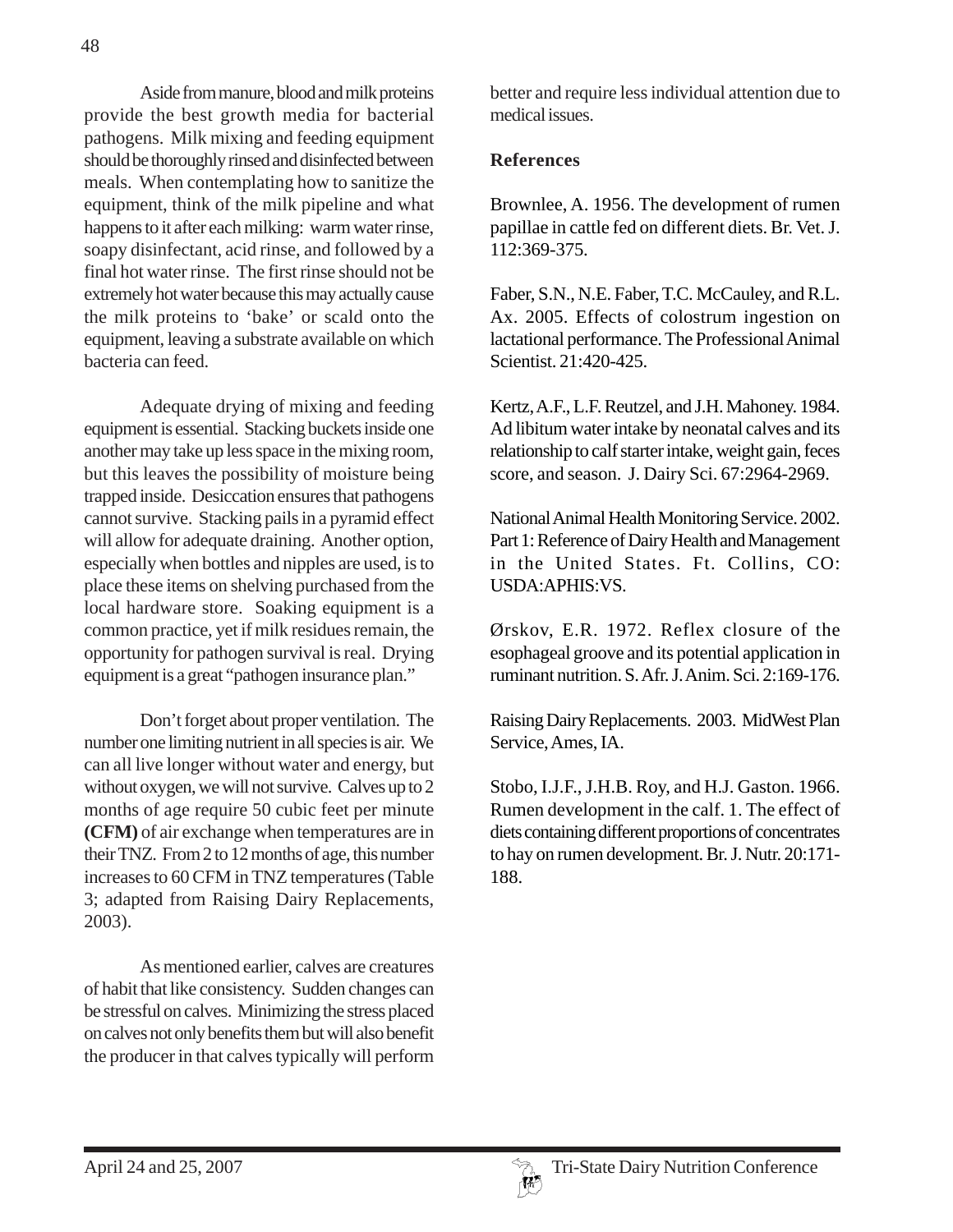Aside from manure, blood and milk proteins provide the best growth media for bacterial pathogens. Milk mixing and feeding equipment should be thoroughly rinsed and disinfected between meals. When contemplating how to sanitize the equipment, think of the milk pipeline and what happens to it after each milking: warm water rinse, soapy disinfectant, acid rinse, and followed by a final hot water rinse. The first rinse should not be extremely hot water because this may actually cause the milk proteins to 'bake' or scald onto the equipment, leaving a substrate available on which bacteria can feed.

Adequate drying of mixing and feeding equipment is essential. Stacking buckets inside one another may take up less space in the mixing room, but this leaves the possibility of moisture being trapped inside. Desiccation ensures that pathogens cannot survive. Stacking pails in a pyramid effect will allow for adequate draining. Another option, especially when bottles and nipples are used, is to place these items on shelving purchased from the local hardware store. Soaking equipment is a common practice, yet if milk residues remain, the opportunity for pathogen survival is real. Drying equipment is a great "pathogen insurance plan."

Don't forget about proper ventilation. The number one limiting nutrient in all species is air. We can all live longer without water and energy, but without oxygen, we will not survive. Calves up to 2 months of age require 50 cubic feet per minute **(CFM)** of air exchange when temperatures are in their TNZ. From 2 to 12 months of age, this number increases to 60 CFM in TNZ temperatures (Table 3; adapted from Raising Dairy Replacements, 2003).

As mentioned earlier, calves are creatures of habit that like consistency. Sudden changes can be stressful on calves. Minimizing the stress placed on calves not only benefits them but will also benefit the producer in that calves typically will perform better and require less individual attention due to medical issues.

## References

Brownlee, A. 1956. The development of rumen papillae in cattle fed on different diets. Br. Vet. J. 112:369-375.

Faber, S.N., N.E. Faber, T.C. McCauley, and R.L. Ax. 2005. Effects of colostrum ingestion on lactational performance. The Professional Animal Scientist. 21:420-425.

Kertz, A.F., L.F. Reutzel, and J.H. Mahoney. 1984. Ad libitum water intake by neonatal calves and its relationship to calf starter intake, weight gain, feces score, and season. J. Dairy Sci. 67:2964-2969.

National Animal Health Monitoring Service. 2002. Part 1: Reference of Dairy Health and Management in the United States. Ft. Collins, CO: USDA:APHIS:VS.

Ørskov, E.R. 1972. Reflex closure of the esophageal groove and its potential application in ruminant nutrition. S. Afr. J. Anim. Sci. 2:169-176.

Raising Dairy Replacements. 2003. MidWest Plan Service, Ames, IA.

Stobo, I.J.F., J.H.B. Roy, and H.J. Gaston. 1966. Rumen development in the calf. 1. The effect of diets containing different proportions of concentrates to hay on rumen development. Br. J. Nutr. 20:171-188.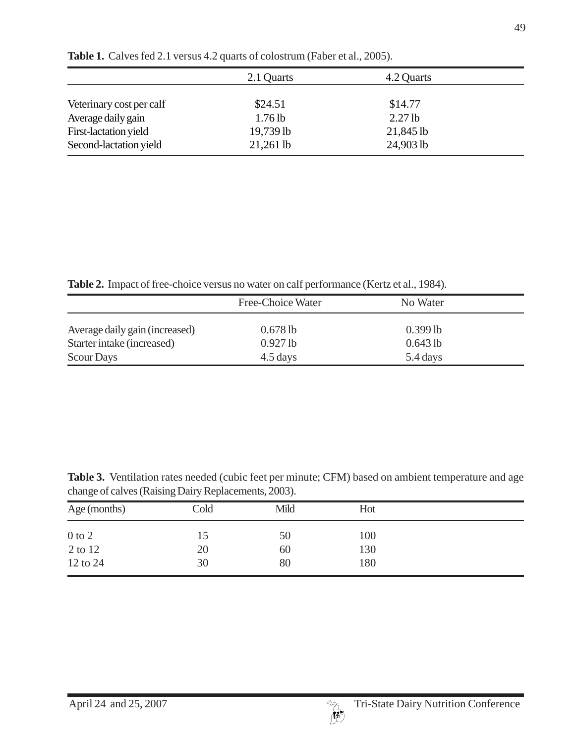**Table 1.** Calves fed 2.1 versus 4.2 quarts of colostrum (Faber et al., 2005).

| | 2.1 Quarts | 4.2 Quarts |
|---|---|---|
| Veterinary cost per calf | $24.51 | $14.77 |
| Average daily gain | 1.76 lb | 2.27 lb |
| First-lactation yield | 19,739 lb | 21,845 lb |
| Second-lactation yield | 21,261 lb | 24,903 lb |

**Table 2.** Impact of free-choice versus no water on calf performance (Kertz et al., 1984).

| | Free-Choice Water | No Water |
|---|---|---|
| Average daily gain (increased) | 0.678 lb | 0.399 lb |
| Starter intake (increased) | 0.927 lb | 0.643 lb |
| Scour Days | 4.5 days | 5.4 days |

**Table 3.** Ventilation rates needed (cubic feet per minute; CFM) based on ambient temperature and age change of calves (Raising Dairy Replacements, 2003).

| Age (months) | Cold | Mild | Hot |
|---|---|---|---|
| 0 to 2 | 15 | 50 | 100 |
| 2 to 12 | 20 | 60 | 130 |
| 12 to 24 | 30 | 80 | 180 |